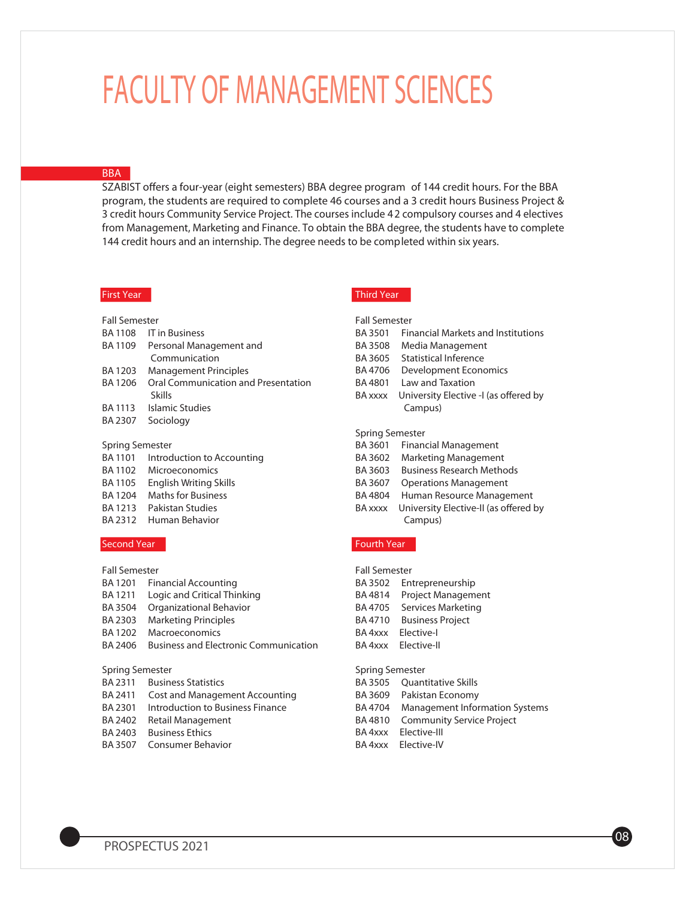# FACULTY OF MANAGEMENT SCIENCES

## BBA

SZABIST offers a four-year (eight semesters) BBA degree program of 144 credit hours. For the BBA program, the students are required to complete 46 courses and a 3 credit hours Business Project & 3 credit hours Community Service Project. The courses include 42 compulsory courses and 4 electives from Management, Marketing and Finance. To obtain the BBA degree, the students have to complete 144 credit hours and an internship. The degree needs to be completed within six years.

### First Year

**Fall Semester**

| | |
|---|---|
| BA 1108 | IT in Business |
| BA 1109 | Personal Management and Communication |
| BA 1203 | Management Principles |
| BA 1206 | Oral Communication and Presentation Skills |
| BA 1113 | Islamic Studies |
| BA 2307 | Sociology |

**Spring Semester**

| | |
|---|---|
| BA 1101 | Introduction to Accounting |
| BA 1102 | Microeconomics |
| BA 1105 | English Writing Skills |
| BA 1204 | Maths for Business |
| BA 1213 | Pakistan Studies |
| BA 2312 | Human Behavior |

### Second Year

**Fall Semester**

| | |
|---|---|
| BA 1201 | Financial Accounting |
| BA 1211 | Logic and Critical Thinking |
| BA 3504 | Organizational Behavior |
| BA 2303 | Marketing Principles |
| BA 1202 | Macroeconomics |
| BA 2406 | Business and Electronic Communication |

**Spring Semester**

| | |
|---|---|
| BA 2311 | Business Statistics |
| BA 2411 | Cost and Management Accounting |
| BA 2301 | Introduction to Business Finance |
| BA 2402 | Retail Management |
| BA 2403 | Business Ethics |
| BA 3507 | Consumer Behavior |

### Third Year

**Fall Semester**

| | |
|---|---|
| BA 3501 | Financial Markets and Institutions |
| BA 3508 | Media Management |
| BA 3605 | Statistical Inference |
| BA 4706 | Development Economics |
| BA 4801 | Law and Taxation |
| BA xxxx | University Elective -I (as offered by Campus) |

**Spring Semester**

| | |
|---|---|
| BA 3601 | Financial Management |
| BA 3602 | Marketing Management |
| BA 3603 | Business Research Methods |
| BA 3607 | Operations Management |
| BA 4804 | Human Resource Management |
| BA xxxx | University Elective-II (as offered by Campus) |

### Fourth Year

**Fall Semester**

| | |
|---|---|
| BA 3502 | Entrepreneurship |
| BA 4814 | Project Management |
| BA 4705 | Services Marketing |
| BA 4710 | Business Project |
| BA 4xxx | Elective-I |
| BA 4xxx | Elective-II |

**Spring Semester**

| | |
|---|---|
| BA 3505 | Quantitative Skills |
| BA 3609 | Pakistan Economy |
| BA 4704 | Management Information Systems |
| BA 4810 | Community Service Project |
| BA 4xxx | Elective-III |
| BA 4xxx | Elective-IV |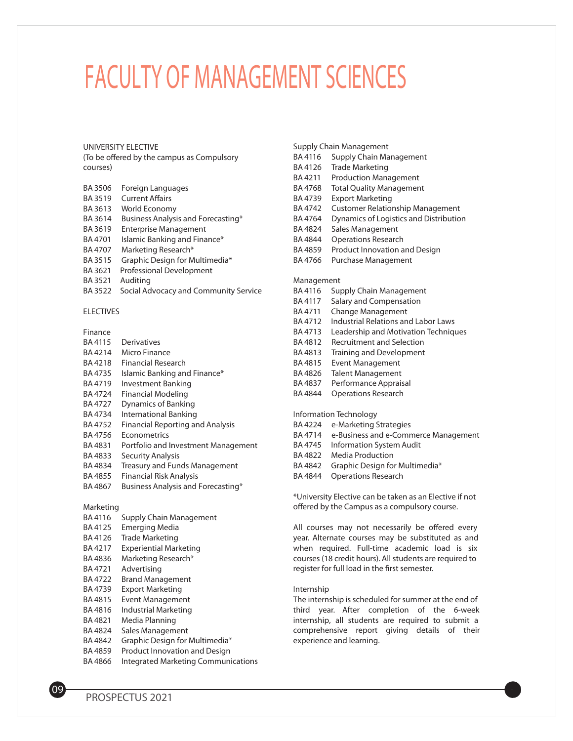# FACULTY OF MANAGEMENT SCIENCES

UNIVERSITY ELECTIVE
(To be offered by the campus as Compulsory courses)

BA 3506 Foreign Languages
BA 3519 Current Affairs
BA 3613 World Economy
BA 3614 Business Analysis and Forecasting*
BA 3619 Enterprise Management
BA 4701 Islamic Banking and Finance*
BA 4707 Marketing Research*
BA 3515 Graphic Design for Multimedia*
BA 3621 Professional Development
BA 3521 Auditing
BA 3522 Social Advocacy and Community Service

ELECTIVES

Finance
BA 4115 Derivatives
BA 4214 Micro Finance
BA 4218 Financial Research
BA 4735 Islamic Banking and Finance*
BA 4719 Investment Banking
BA 4724 Financial Modeling
BA 4727 Dynamics of Banking
BA 4734 International Banking
BA 4752 Financial Reporting and Analysis
BA 4756 Econometrics
BA 4831 Portfolio and Investment Management
BA 4833 Security Analysis
BA 4834 Treasury and Funds Management
BA 4855 Financial Risk Analysis
BA 4867 Business Analysis and Forecasting*

Marketing
BA 4116 Supply Chain Management
BA 4125 Emerging Media
BA 4126 Trade Marketing
BA 4217 Experiential Marketing
BA 4836 Marketing Research*
BA 4721 Advertising
BA 4722 Brand Management
BA 4739 Export Marketing
BA 4815 Event Management
BA 4816 Industrial Marketing
BA 4821 Media Planning
BA 4824 Sales Management
BA 4842 Graphic Design for Multimedia*
BA 4859 Product Innovation and Design
BA 4866 Integrated Marketing Communications

Supply Chain Management
BA 4116 Supply Chain Management
BA 4126 Trade Marketing
BA 4211 Production Management
BA 4768 Total Quality Management
BA 4739 Export Marketing
BA 4742 Customer Relationship Management
BA 4764 Dynamics of Logistics and Distribution
BA 4824 Sales Management
BA 4844 Operations Research
BA 4859 Product Innovation and Design
BA 4766 Purchase Management

Management
BA 4116 Supply Chain Management
BA 4117 Salary and Compensation
BA 4711 Change Management
BA 4712 Industrial Relations and Labor Laws
BA 4713 Leadership and Motivation Techniques
BA 4812 Recruitment and Selection
BA 4813 Training and Development
BA 4815 Event Management
BA 4826 Talent Management
BA 4837 Performance Appraisal
BA 4844 Operations Research

Information Technology
BA 4224 e-Marketing Strategies
BA 4714 e-Business and e-Commerce Management
BA 4745 Information System Audit
BA 4822 Media Production
BA 4842 Graphic Design for Multimedia*
BA 4844 Operations Research

*University Elective can be taken as an Elective if not offered by the Campus as a compulsory course.

All courses may not necessarily be offered every year. Alternate courses may be substituted as and when required. Full-time academic load is six courses (18 credit hours). All students are required to register for full load in the first semester.

Internship
The internship is scheduled for summer at the end of third year. After completion of the 6-week internship, all students are required to submit a comprehensive report giving details of their experience and learning.